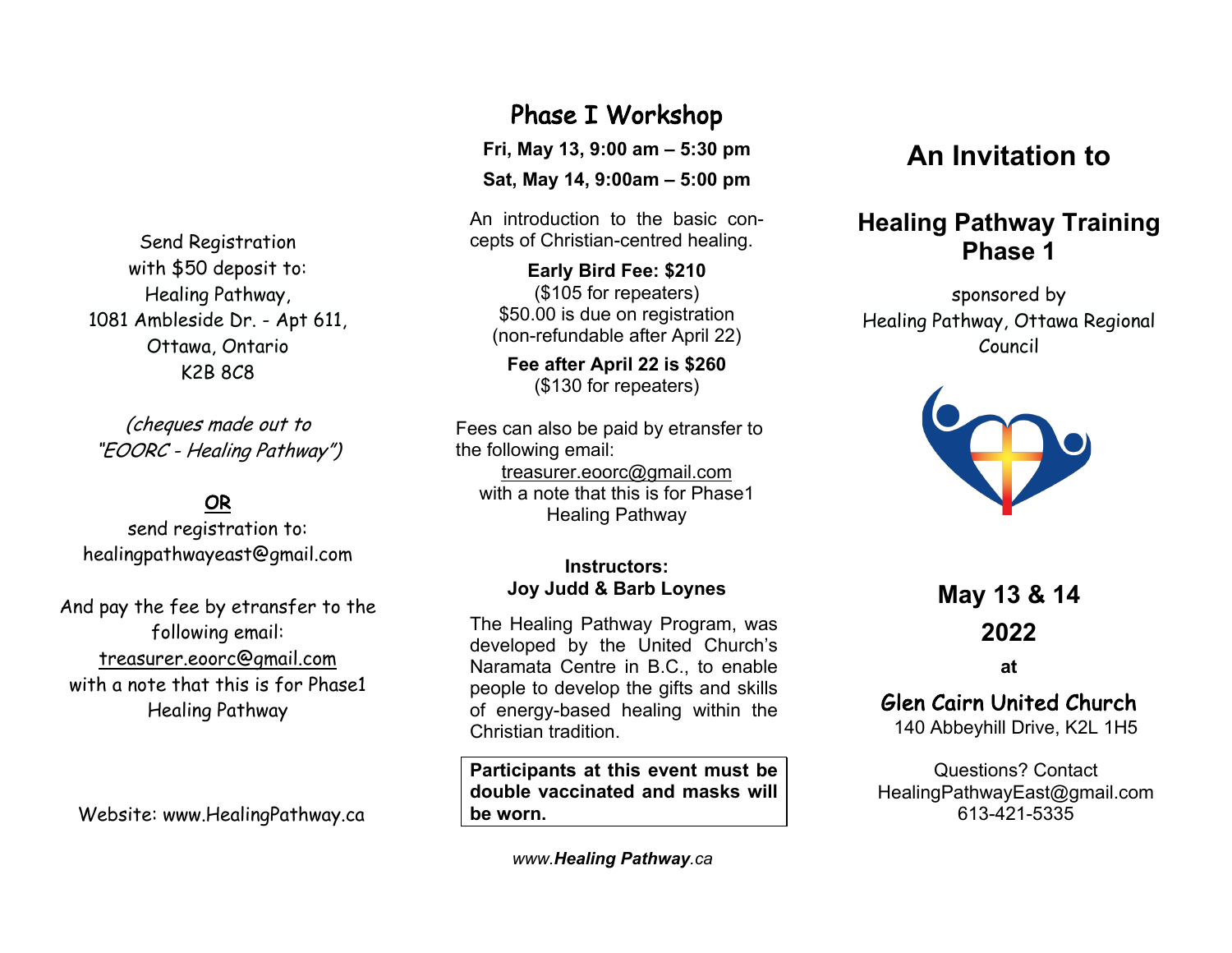Send Registration
with $50 deposit to:
Healing Pathway,
1081 Ambleside Dr. - Apt 611,
Ottawa, Ontario
K2B 8C8

*(cheques made out to "EOORC - Healing Pathway")*

**OR**

send registration to:
healingpathwayeast@gmail.com

And pay the fee by etransfer to the following email:
treasurer.eoorc@gmail.com
with a note that this is for Phase1 Healing Pathway

Website: www.HealingPathway.ca

## Phase I Workshop

**Fri, May 13, 9:00 am – 5:30 pm**

**Sat, May 14, 9:00am – 5:00 pm**

An introduction to the basic concepts of Christian-centred healing.

**Early Bird Fee: $210**
($105 for repeaters)
$50.00 is due on registration
(non-refundable after April 22)

**Fee after April 22 is $260**
($130 for repeaters)

Fees can also be paid by etransfer to the following email:
treasurer.eoorc@gmail.com
with a note that this is for Phase1 Healing Pathway

**Instructors:**
**Joy Judd & Barb Loynes**

The Healing Pathway Program, was developed by the United Church's Naramata Centre in B.C., to enable people to develop the gifts and skills of energy-based healing within the Christian tradition.

**Participants at this event must be double vaccinated and masks will be worn.**

*www.**Healing Pathway**.ca*

# An Invitation to

## Healing Pathway Training Phase 1

sponsored by
Healing Pathway, Ottawa Regional Council

**May 13 & 14**

**2022**

**at**

### Glen Cairn United Church

140 Abbeyhill Drive, K2L 1H5

Questions? Contact
HealingPathwayEast@gmail.com
613-421-5335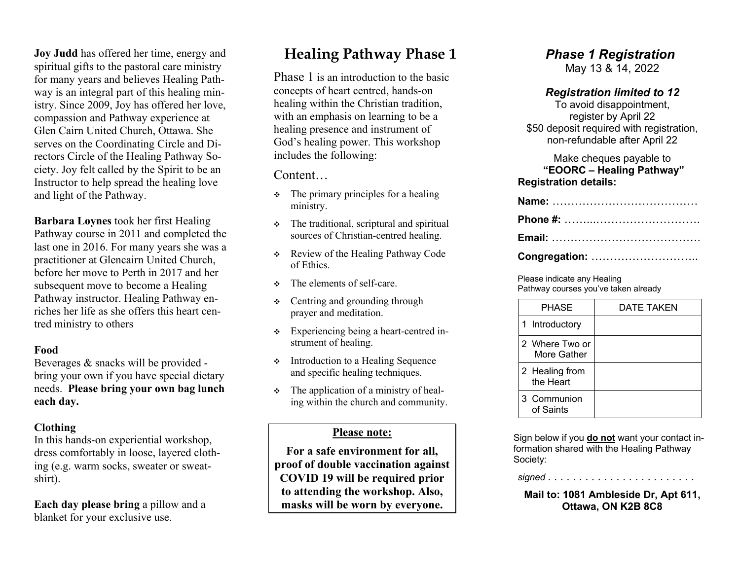**Joy Judd** has offered her time, energy and spiritual gifts to the pastoral care ministry for many years and believes Healing Pathway is an integral part of this healing ministry. Since 2009, Joy has offered her love, compassion and Pathway experience at Glen Cairn United Church, Ottawa. She serves on the Coordinating Circle and Directors Circle of the Healing Pathway Society. Joy felt called by the Spirit to be an Instructor to help spread the healing love and light of the Pathway.

**Barbara Loynes** took her first Healing Pathway course in 2011 and completed the last one in 2016. For many years she was a practitioner at Glencairn United Church, before her move to Perth in 2017 and her subsequent move to become a Healing Pathway instructor. Healing Pathway enriches her life as she offers this heart centred ministry to others

**Food**

Beverages & snacks will be provided - bring your own if you have special dietary needs. **Please bring your own bag lunch each day.**

**Clothing**

In this hands-on experiential workshop, dress comfortably in loose, layered clothing (e.g. warm socks, sweater or sweatshirt).

**Each day please bring** a pillow and a blanket for your exclusive use.

# Healing Pathway Phase 1

Phase 1 is an introduction to the basic concepts of heart centred, hands-on healing within the Christian tradition, with an emphasis on learning to be a healing presence and instrument of God's healing power. This workshop includes the following:

## Content…

- The primary principles for a healing ministry.
- The traditional, scriptural and spiritual sources of Christian-centred healing.
- Review of the Healing Pathway Code of Ethics.
- The elements of self-care.
- Centring and grounding through prayer and meditation.
- Experiencing being a heart-centred instrument of healing.
- Introduction to a Healing Sequence and specific healing techniques.
- The application of a ministry of healing within the church and community.

**Please note:**

**For a safe environment for all, proof of double vaccination against COVID 19 will be required prior to attending the workshop. Also, masks will be worn by everyone.**

## *Phase 1 Registration*

May 13 & 14, 2022

***Registration limited to 12***

To avoid disappointment, register by April 22

$50 deposit required with registration, non-refundable after April 22

Make cheques payable to **"EOORC – Healing Pathway"**

**Registration details:**

**Name:** ……………………………………

**Phone #:** ……..…………………………

**Email:** …………………………………….

**Congregation:** ………………………..

Please indicate any Healing Pathway courses you've taken already

| PHASE | DATE TAKEN |
|---|---|
| 1 Introductory | |
| 2 Where Two or More Gather | |
| 2 Healing from the Heart | |
| 3 Communion of Saints | |

Sign below if you **do not** want your contact information shared with the Healing Pathway Society:

*signed* . . . . . . . . . . . . . . . . . . . . . . . . .

**Mail to: 1081 Ambleside Dr, Apt 611, Ottawa, ON K2B 8C8**